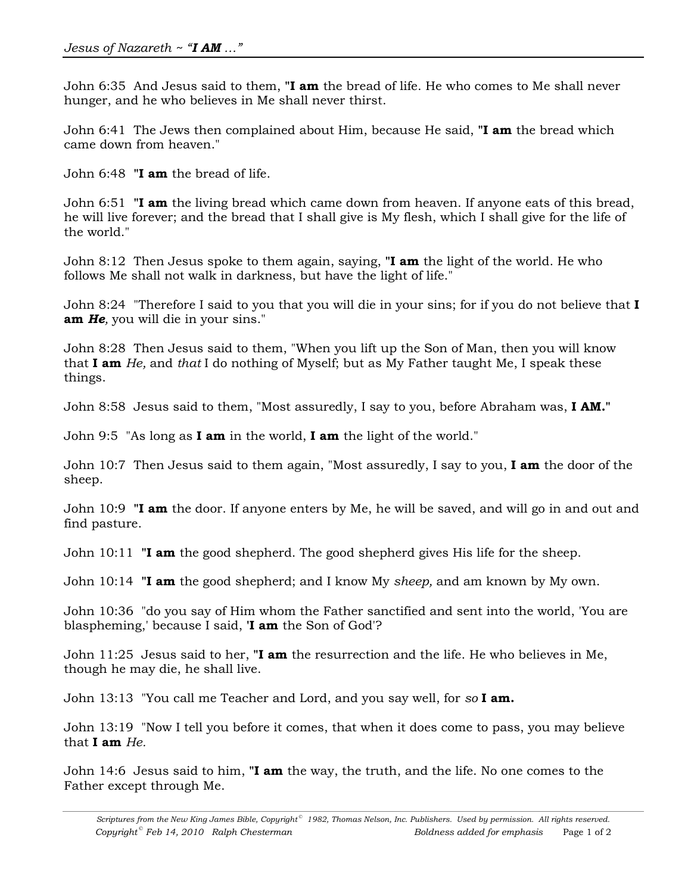John 6:35 And Jesus said to them, "**I am** the bread of life. He who comes to Me shall never hunger, and he who believes in Me shall never thirst.

John 6:41 The Jews then complained about Him, because He said, "**I am** the bread which came down from heaven."

John 6:48 "**I am** the bread of life.

John 6:51 "**I am** the living bread which came down from heaven. If anyone eats of this bread, he will live forever; and the bread that I shall give is My flesh, which I shall give for the life of the world."

John 8:12 Then Jesus spoke to them again, saying, "**I am** the light of the world. He who follows Me shall not walk in darkness, but have the light of life."

John 8:24 "Therefore I said to you that you will die in your sins; for if you do not believe that **I am *He*,** you will die in your sins."

John 8:28 Then Jesus said to them, "When you lift up the Son of Man, then you will know that **I am** *He,* and *that* I do nothing of Myself; but as My Father taught Me, I speak these things.

John 8:58 Jesus said to them, "Most assuredly, I say to you, before Abraham was, **I AM.**"

John 9:5 "As long as **I am** in the world, **I am** the light of the world."

John 10:7 Then Jesus said to them again, "Most assuredly, I say to you, **I am** the door of the sheep.

John 10:9 "**I am** the door. If anyone enters by Me, he will be saved, and will go in and out and find pasture.

John 10:11 "**I am** the good shepherd. The good shepherd gives His life for the sheep.

John 10:14 "**I am** the good shepherd; and I know My *sheep,* and am known by My own.

John 10:36 "do you say of Him whom the Father sanctified and sent into the world, 'You are blaspheming,' because I said, '**I am** the Son of God'?

John 11:25 Jesus said to her, "**I am** the resurrection and the life. He who believes in Me, though he may die, he shall live.

John 13:13 "You call me Teacher and Lord, and you say well, for *so* **I am.**

John 13:19 "Now I tell you before it comes, that when it does come to pass, you may believe that **I am** *He.*

John 14:6 Jesus said to him, "**I am** the way, the truth, and the life. No one comes to the Father except through Me.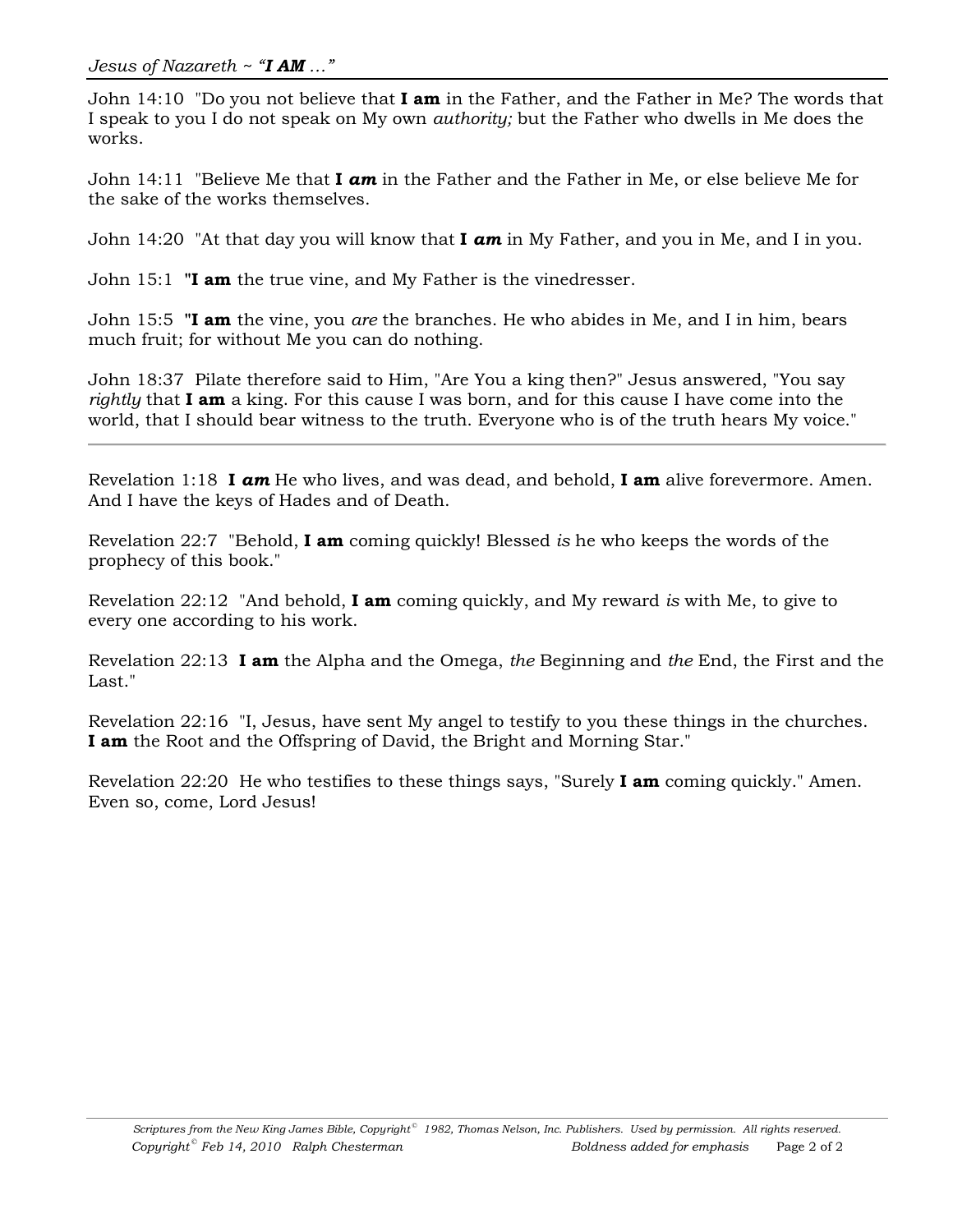John 14:10 "Do you not believe that **I am** in the Father, and the Father in Me? The words that I speak to you I do not speak on My own *authority;* but the Father who dwells in Me does the works.

John 14:11 "Believe Me that **I *am*** in the Father and the Father in Me, or else believe Me for the sake of the works themselves.

John 14:20 "At that day you will know that **I *am*** in My Father, and you in Me, and I in you.

John 15:1 **"I am** the true vine, and My Father is the vinedresser.

John 15:5 **"I am** the vine, you *are* the branches. He who abides in Me, and I in him, bears much fruit; for without Me you can do nothing.

John 18:37 Pilate therefore said to Him, "Are You a king then?" Jesus answered, "You say *rightly* that **I am** a king. For this cause I was born, and for this cause I have come into the world, that I should bear witness to the truth. Everyone who is of the truth hears My voice."

---

Revelation 1:18 **I *am*** He who lives, and was dead, and behold, **I am** alive forevermore. Amen. And I have the keys of Hades and of Death.

Revelation 22:7 "Behold, **I am** coming quickly! Blessed *is* he who keeps the words of the prophecy of this book."

Revelation 22:12 "And behold, **I am** coming quickly, and My reward *is* with Me, to give to every one according to his work.

Revelation 22:13 **I am** the Alpha and the Omega, *the* Beginning and *the* End, the First and the Last."

Revelation 22:16 "I, Jesus, have sent My angel to testify to you these things in the churches. **I am** the Root and the Offspring of David, the Bright and Morning Star."

Revelation 22:20 He who testifies to these things says, "Surely **I am** coming quickly." Amen. Even so, come, Lord Jesus!

*Scriptures from the New King James Bible, Copyright© 1982, Thomas Nelson, Inc. Publishers. Used by permission. All rights reserved.*
*Copyright© Feb 14, 2010 Ralph Chesterman* *Boldness added for emphasis*